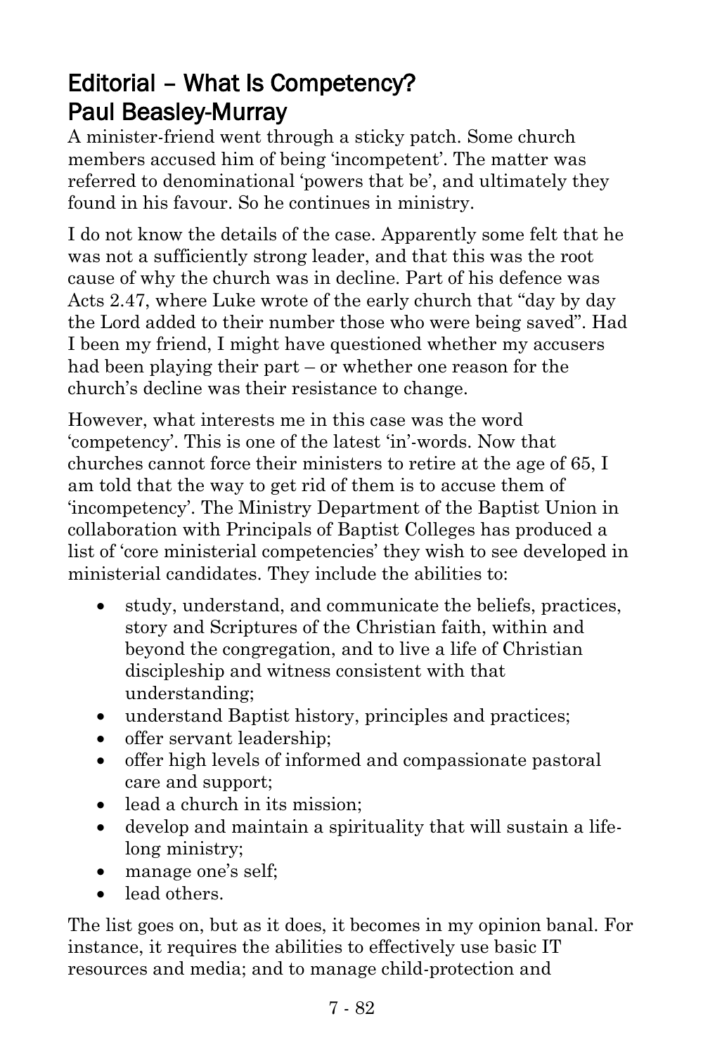# Editorial – What Is Competency?
## Paul Beasley-Murray

A minister-friend went through a sticky patch. Some church members accused him of being 'incompetent'. The matter was referred to denominational 'powers that be', and ultimately they found in his favour. So he continues in ministry.

I do not know the details of the case. Apparently some felt that he was not a sufficiently strong leader, and that this was the root cause of why the church was in decline. Part of his defence was Acts 2.47, where Luke wrote of the early church that "day by day the Lord added to their number those who were being saved". Had I been my friend, I might have questioned whether my accusers had been playing their part – or whether one reason for the church's decline was their resistance to change.

However, what interests me in this case was the word 'competency'. This is one of the latest 'in'-words. Now that churches cannot force their ministers to retire at the age of 65, I am told that the way to get rid of them is to accuse them of 'incompetency'. The Ministry Department of the Baptist Union in collaboration with Principals of Baptist Colleges has produced a list of 'core ministerial competencies' they wish to see developed in ministerial candidates. They include the abilities to:

- study, understand, and communicate the beliefs, practices, story and Scriptures of the Christian faith, within and beyond the congregation, and to live a life of Christian discipleship and witness consistent with that understanding;
- understand Baptist history, principles and practices;
- offer servant leadership;
- offer high levels of informed and compassionate pastoral care and support;
- lead a church in its mission;
- develop and maintain a spirituality that will sustain a life-long ministry;
- manage one's self;
- lead others.

The list goes on, but as it does, it becomes in my opinion banal. For instance, it requires the abilities to effectively use basic IT resources and media; and to manage child-protection and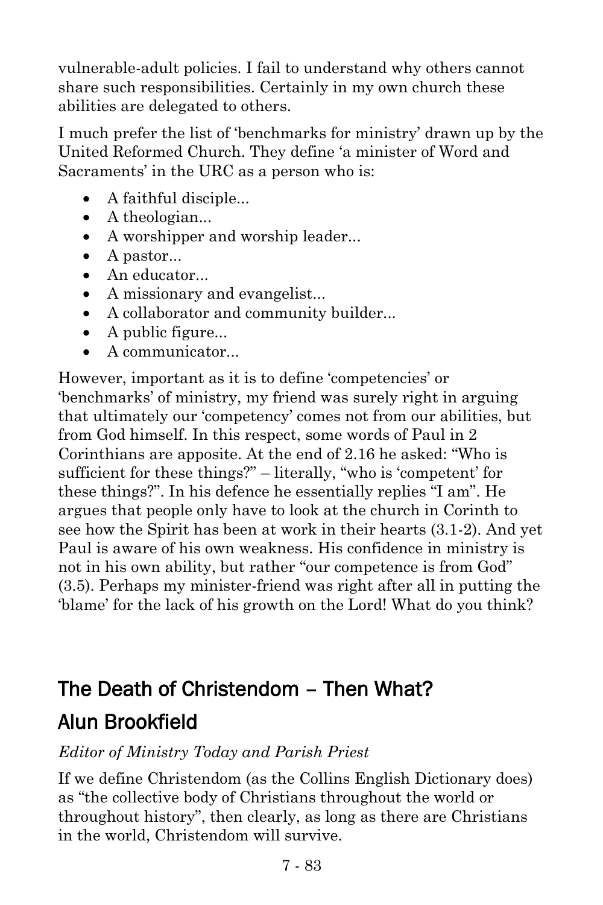vulnerable-adult policies. I fail to understand why others cannot share such responsibilities. Certainly in my own church these abilities are delegated to others.

I much prefer the list of 'benchmarks for ministry' drawn up by the United Reformed Church. They define 'a minister of Word and Sacraments' in the URC as a person who is:

- A faithful disciple...
- A theologian...
- A worshipper and worship leader...
- A pastor...
- An educator...
- A missionary and evangelist...
- A collaborator and community builder...
- A public figure...
- A communicator...

However, important as it is to define 'competencies' or 'benchmarks' of ministry, my friend was surely right in arguing that ultimately our 'competency' comes not from our abilities, but from God himself. In this respect, some words of Paul in 2 Corinthians are apposite. At the end of 2.16 he asked: "Who is sufficient for these things?" – literally, "who is 'competent' for these things?". In his defence he essentially replies "I am". He argues that people only have to look at the church in Corinth to see how the Spirit has been at work in their hearts (3.1-2). And yet Paul is aware of his own weakness. His confidence in ministry is not in his own ability, but rather "our competence is from God" (3.5). Perhaps my minister-friend was right after all in putting the 'blame' for the lack of his growth on the Lord! What do you think?

## The Death of Christendom – Then What?

## Alun Brookfield

*Editor of Ministry Today and Parish Priest*

If we define Christendom (as the Collins English Dictionary does) as "the collective body of Christians throughout the world or throughout history", then clearly, as long as there are Christians in the world, Christendom will survive.